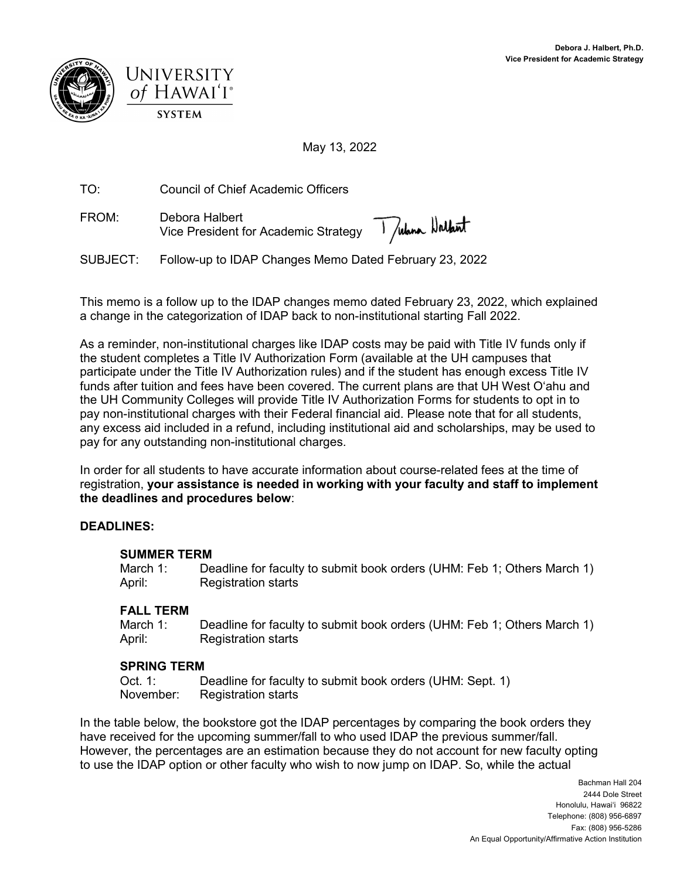**Debora J. Halbert, Ph.D.**
**Vice President for Academic Strategy**

UNIVERSITY of HAWAIʻI® SYSTEM

May 13, 2022

TO: Council of Chief Academic Officers

FROM: Debora Halbert
Vice President for Academic Strategy

SUBJECT: Follow-up to IDAP Changes Memo Dated February 23, 2022

This memo is a follow up to the IDAP changes memo dated February 23, 2022, which explained a change in the categorization of IDAP back to non-institutional starting Fall 2022.

As a reminder, non-institutional charges like IDAP costs may be paid with Title IV funds only if the student completes a Title IV Authorization Form (available at the UH campuses that participate under the Title IV Authorization rules) and if the student has enough excess Title IV funds after tuition and fees have been covered. The current plans are that UH West Oʻahu and the UH Community Colleges will provide Title IV Authorization Forms for students to opt in to pay non-institutional charges with their Federal financial aid. Please note that for all students, any excess aid included in a refund, including institutional aid and scholarships, may be used to pay for any outstanding non-institutional charges.

In order for all students to have accurate information about course-related fees at the time of registration, **your assistance is needed in working with your faculty and staff to implement the deadlines and procedures below**:

**DEADLINES:**

**SUMMER TERM**
March 1: Deadline for faculty to submit book orders (UHM: Feb 1; Others March 1)
April: Registration starts

**FALL TERM**
March 1: Deadline for faculty to submit book orders (UHM: Feb 1; Others March 1)
April: Registration starts

**SPRING TERM**
Oct. 1: Deadline for faculty to submit book orders (UHM: Sept. 1)
November: Registration starts

In the table below, the bookstore got the IDAP percentages by comparing the book orders they have received for the upcoming summer/fall to who used IDAP the previous summer/fall. However, the percentages are an estimation because they do not account for new faculty opting to use the IDAP option or other faculty who wish to now jump on IDAP. So, while the actual

Bachman Hall 204
2444 Dole Street
Honolulu, Hawaiʻi 96822
Telephone: (808) 956-6897
Fax: (808) 956-5286
An Equal Opportunity/Affirmative Action Institution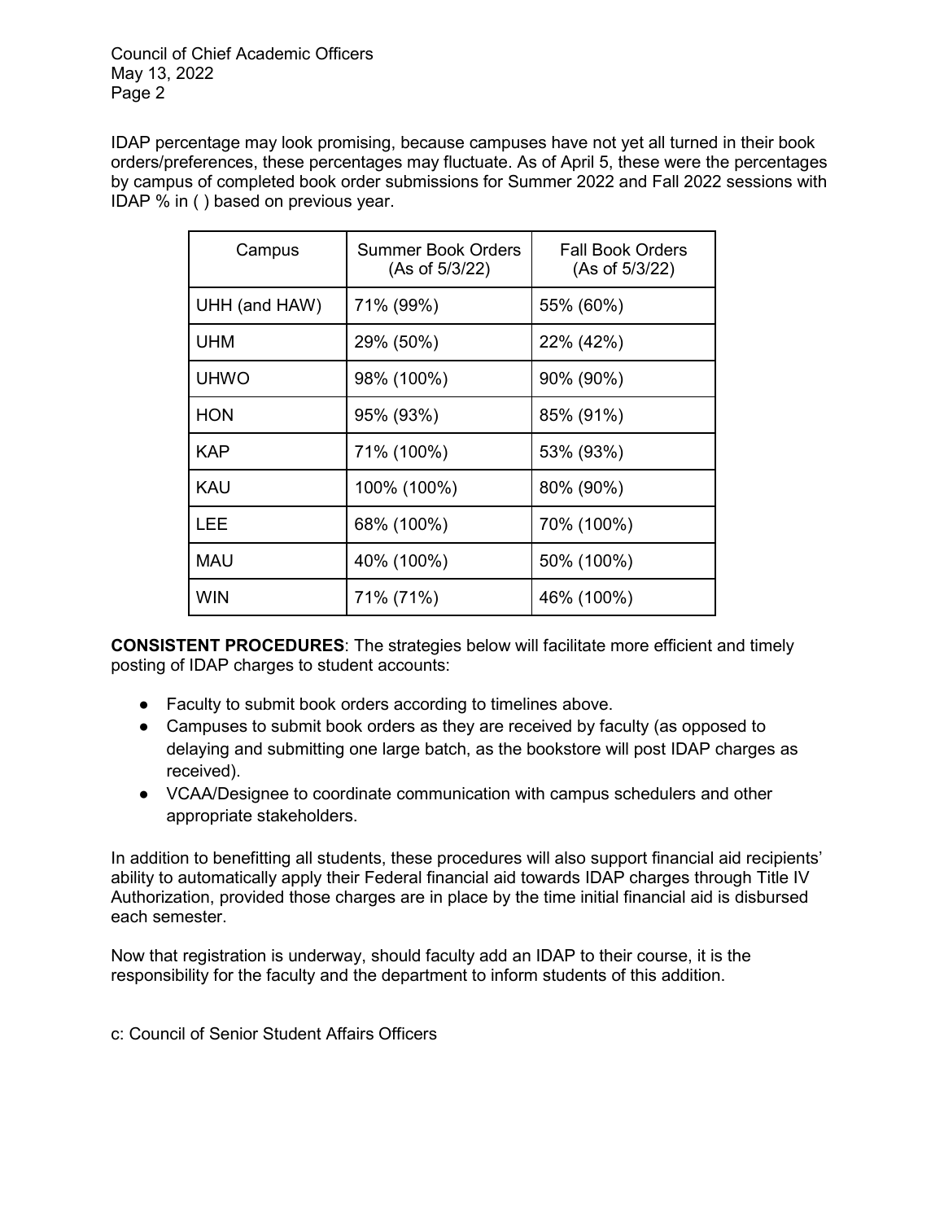IDAP percentage may look promising, because campuses have not yet all turned in their book orders/preferences, these percentages may fluctuate. As of April 5, these were the percentages by campus of completed book order submissions for Summer 2022 and Fall 2022 sessions with IDAP % in ( ) based on previous year.

| Campus | Summer Book Orders (As of 5/3/22) | Fall Book Orders (As of 5/3/22) |
|---|---|---|
| UHH (and HAW) | 71% (99%) | 55% (60%) |
| UHM | 29% (50%) | 22% (42%) |
| UHWO | 98% (100%) | 90% (90%) |
| HON | 95% (93%) | 85% (91%) |
| KAP | 71% (100%) | 53% (93%) |
| KAU | 100% (100%) | 80% (90%) |
| LEE | 68% (100%) | 70% (100%) |
| MAU | 40% (100%) | 50% (100%) |
| WIN | 71% (71%) | 46% (100%) |

**CONSISTENT PROCEDURES**: The strategies below will facilitate more efficient and timely posting of IDAP charges to student accounts:

- Faculty to submit book orders according to timelines above.
- Campuses to submit book orders as they are received by faculty (as opposed to delaying and submitting one large batch, as the bookstore will post IDAP charges as received).
- VCAA/Designee to coordinate communication with campus schedulers and other appropriate stakeholders.

In addition to benefitting all students, these procedures will also support financial aid recipients' ability to automatically apply their Federal financial aid towards IDAP charges through Title IV Authorization, provided those charges are in place by the time initial financial aid is disbursed each semester.

Now that registration is underway, should faculty add an IDAP to their course, it is the responsibility for the faculty and the department to inform students of this addition.

c: Council of Senior Student Affairs Officers